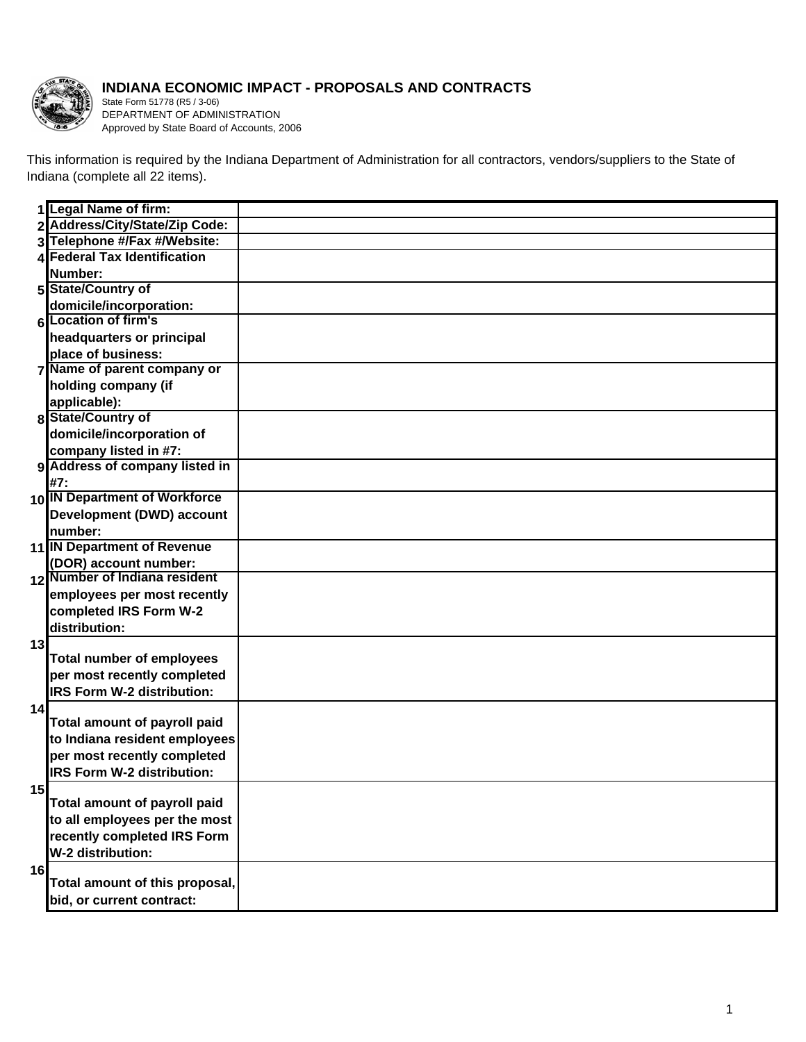# INDIANA ECONOMIC IMPACT - PROPOSALS AND CONTRACTS

State Form 51778 (R5 / 3-06)
DEPARTMENT OF ADMINISTRATION
Approved by State Board of Accounts, 2006

This information is required by the Indiana Department of Administration for all contractors, vendors/suppliers to the State of Indiana (complete all 22 items).

| # | Item | |
|---|---|---|
| 1 | **Legal Name of firm:** | |
| 2 | **Address/City/State/Zip Code:** | |
| 3 | **Telephone #/Fax #/Website:** | |
| 4 | **Federal Tax Identification Number:** | |
| 5 | **State/Country of domicile/incorporation:** | |
| 6 | **Location of firm's headquarters or principal place of business:** | |
| 7 | **Name of parent company or holding company (if applicable):** | |
| 8 | **State/Country of domicile/incorporation of company listed in #7:** | |
| 9 | **Address of company listed in #7:** | |
| 10 | **IN Department of Workforce Development (DWD) account number:** | |
| 11 | **IN Department of Revenue (DOR) account number:** | |
| 12 | **Number of Indiana resident employees per most recently completed IRS Form W-2 distribution:** | |
| 13 | **Total number of employees per most recently completed IRS Form W-2 distribution:** | |
| 14 | **Total amount of payroll paid to Indiana resident employees per most recently completed IRS Form W-2 distribution:** | |
| 15 | **Total amount of payroll paid to all employees per the most recently completed IRS Form W-2 distribution:** | |
| 16 | **Total amount of this proposal, bid, or current contract:** | |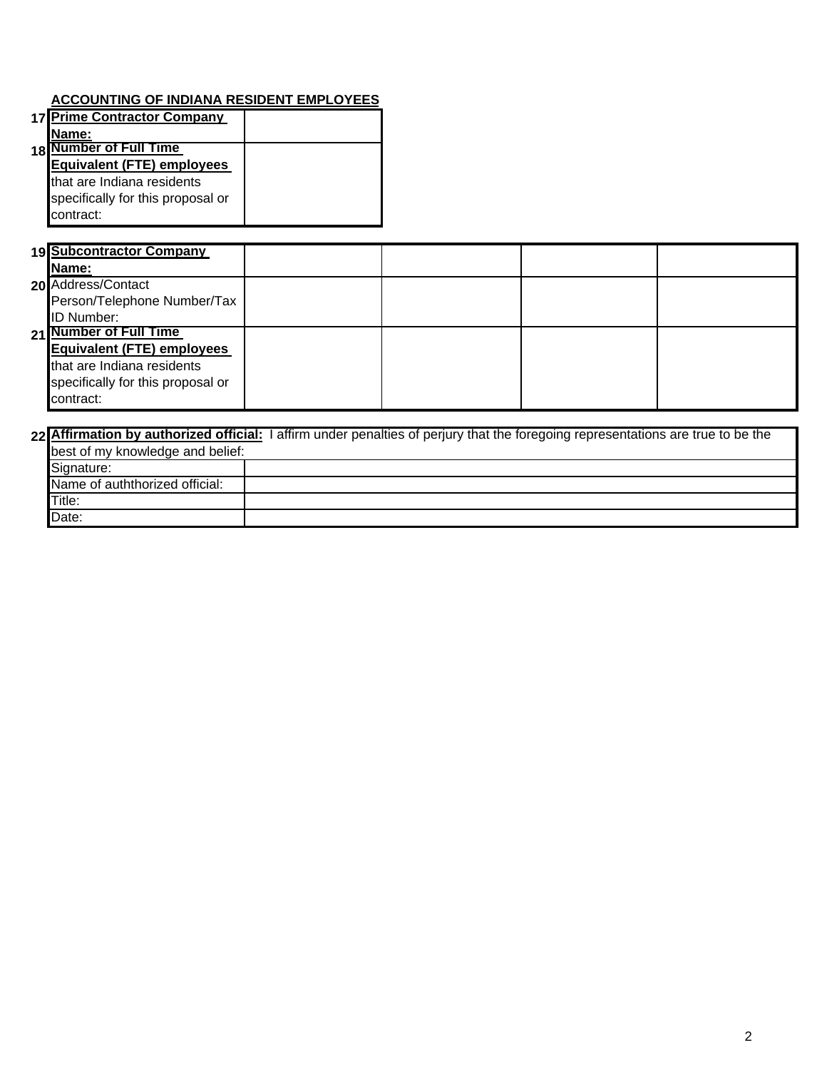**ACCOUNTING OF INDIANA RESIDENT EMPLOYEES**

| | | |
|---|---|---|
| 17 | **Prime Contractor Company Name:** | |
| 18 | **Number of Full Time Equivalent (FTE) employees** that are Indiana residents specifically for this proposal or contract: | |

| | | | | | |
|---|---|---|---|---|---|
| 19 | **Subcontractor Company Name:** | | | | |
| 20 | Address/Contact Person/Telephone Number/Tax ID Number: | | | | |
| 21 | **Number of Full Time Equivalent (FTE) employees** that are Indiana residents specifically for this proposal or contract: | | | | |

22 **Affirmation by authorized official:** I affirm under penalties of perjury that the foregoing representations are true to be the best of my knowledge and belief:

| | |
|---|---|
| Signature: | |
| Name of auththorized official: | |
| Title: | |
| Date: | |